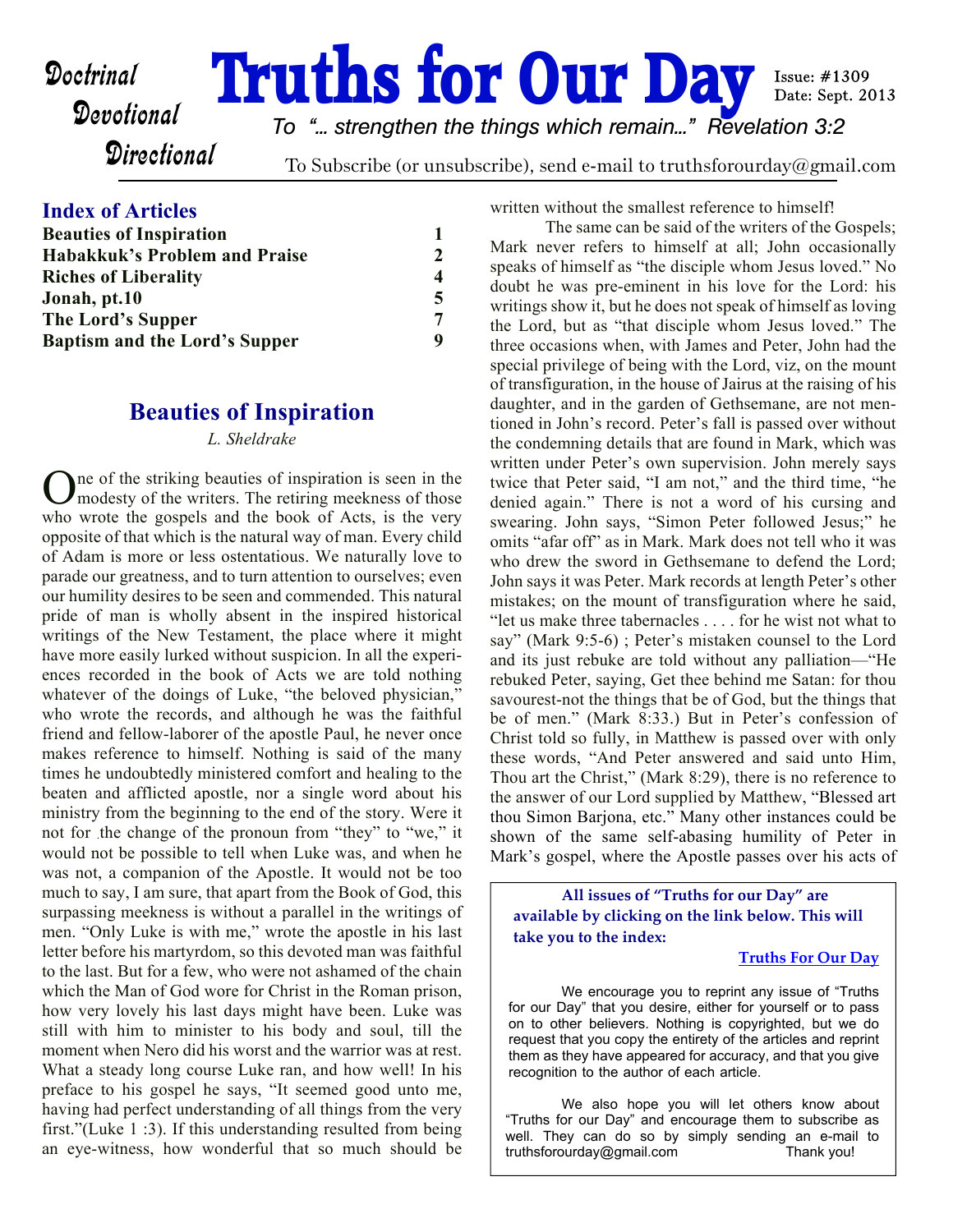Doctrinal
Devotional
Directional

# Truths for Our Day

Issue: #1309
Date: Sept. 2013

*To "... strengthen the things which remain..." Revelation 3:2*

To Subscribe (or unsubscribe), send e-mail to truthsforourday@gmail.com

## Index of Articles

| | |
|---|---|
| **Beauties of Inspiration** | **1** |
| **Habakkuk's Problem and Praise** | **2** |
| **Riches of Liberality** | **4** |
| **Jonah, pt.10** | **5** |
| **The Lord's Supper** | **7** |
| **Baptism and the Lord's Supper** | **9** |

## Beauties of Inspiration

*L. Sheldrake*

One of the striking beauties of inspiration is seen in the modesty of the writers. The retiring meekness of those who wrote the gospels and the book of Acts, is the very opposite of that which is the natural way of man. Every child of Adam is more or less ostentatious. We naturally love to parade our greatness, and to turn attention to ourselves; even our humility desires to be seen and commended. This natural pride of man is wholly absent in the inspired historical writings of the New Testament, the place where it might have more easily lurked without suspicion. In all the experiences recorded in the book of Acts we are told nothing whatever of the doings of Luke, "the beloved physician," who wrote the records, and although he was the faithful friend and fellow-laborer of the apostle Paul, he never once makes reference to himself. Nothing is said of the many times he undoubtedly ministered comfort and healing to the beaten and afflicted apostle, nor a single word about his ministry from the beginning to the end of the story. Were it not for the change of the pronoun from "they" to "we," it would not be possible to tell when Luke was, and when he was not, a companion of the Apostle. It would not be too much to say, I am sure, that apart from the Book of God, this surpassing meekness is without a parallel in the writings of men. "Only Luke is with me," wrote the apostle in his last letter before his martyrdom, so this devoted man was faithful to the last. But for a few, who were not ashamed of the chain which the Man of God wore for Christ in the Roman prison, how very lovely his last days might have been. Luke was still with him to minister to his body and soul, till the moment when Nero did his worst and the warrior was at rest. What a steady long course Luke ran, and how well! In his preface to his gospel he says, "It seemed good unto me, having had perfect understanding of all things from the very first."(Luke 1 :3). If this understanding resulted from being an eye-witness, how wonderful that so much should be written without the smallest reference to himself!

The same can be said of the writers of the Gospels; Mark never refers to himself at all; John occasionally speaks of himself as "the disciple whom Jesus loved." No doubt he was pre-eminent in his love for the Lord: his writings show it, but he does not speak of himself as loving the Lord, but as "that disciple whom Jesus loved." The three occasions when, with James and Peter, John had the special privilege of being with the Lord, viz, on the mount of transfiguration, in the house of Jairus at the raising of his daughter, and in the garden of Gethsemane, are not mentioned in John's record. Peter's fall is passed over without the condemning details that are found in Mark, which was written under Peter's own supervision. John merely says twice that Peter said, "I am not," and the third time, "he denied again." There is not a word of his cursing and swearing. John says, "Simon Peter followed Jesus;" he omits "afar off" as in Mark. Mark does not tell who it was who drew the sword in Gethsemane to defend the Lord; John says it was Peter. Mark records at length Peter's other mistakes; on the mount of transfiguration where he said, "let us make three tabernacles . . . . for he wist not what to say" (Mark 9:5-6) ; Peter's mistaken counsel to the Lord and its just rebuke are told without any palliation—"He rebuked Peter, saying, Get thee behind me Satan: for thou savourest-not the things that be of God, but the things that be of men." (Mark 8:33.) But in Peter's confession of Christ told so fully, in Matthew is passed over with only these words, "And Peter answered and said unto Him, Thou art the Christ," (Mark 8:29), there is no reference to the answer of our Lord supplied by Matthew, "Blessed art thou Simon Barjona, etc." Many other instances could be shown of the same self-abasing humility of Peter in Mark's gospel, where the Apostle passes over his acts of

---

**All issues of "Truths for our Day" are available by clicking on the link below. This will take you to the index:**

**Truths For Our Day**

We encourage you to reprint any issue of "Truths for our Day" that you desire, either for yourself or to pass on to other believers. Nothing is copyrighted, but we do request that you copy the entirety of the articles and reprint them as they have appeared for accuracy, and that you give recognition to the author of each article.

We also hope you will let others know about "Truths for our Day" and encourage them to subscribe as well. They can do so by simply sending an e-mail to truthsforourday@gmail.com Thank you!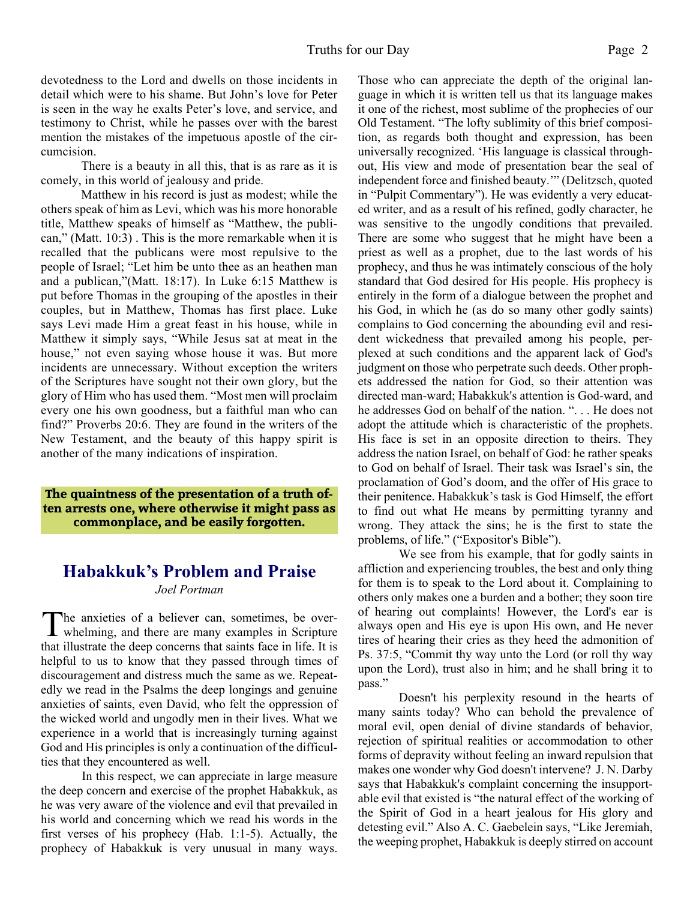devotedness to the Lord and dwells on those incidents in detail which were to his shame. But John's love for Peter is seen in the way he exalts Peter's love, and service, and testimony to Christ, while he passes over with the barest mention the mistakes of the impetuous apostle of the circumcision.

There is a beauty in all this, that is as rare as it is comely, in this world of jealousy and pride.

Matthew in his record is just as modest; while the others speak of him as Levi, which was his more honorable title, Matthew speaks of himself as "Matthew, the publican," (Matt. 10:3) . This is the more remarkable when it is recalled that the publicans were most repulsive to the people of Israel; "Let him be unto thee as an heathen man and a publican,"(Matt. 18:17). In Luke 6:15 Matthew is put before Thomas in the grouping of the apostles in their couples, but in Matthew, Thomas has first place. Luke says Levi made Him a great feast in his house, while in Matthew it simply says, "While Jesus sat at meat in the house," not even saying whose house it was. But more incidents are unnecessary. Without exception the writers of the Scriptures have sought not their own glory, but the glory of Him who has used them. "Most men will proclaim every one his own goodness, but a faithful man who can find?" Proverbs 20:6. They are found in the writers of the New Testament, and the beauty of this happy spirit is another of the many indications of inspiration.

**The quaintness of the presentation of a truth often arrests one, where otherwise it might pass as commonplace, and be easily forgotten.**

## Habakkuk's Problem and Praise

*Joel Portman*

The anxieties of a believer can, sometimes, be overwhelming, and there are many examples in Scripture that illustrate the deep concerns that saints face in life. It is helpful to us to know that they passed through times of discouragement and distress much the same as we. Repeatedly we read in the Psalms the deep longings and genuine anxieties of saints, even David, who felt the oppression of the wicked world and ungodly men in their lives. What we experience in a world that is increasingly turning against God and His principles is only a continuation of the difficulties that they encountered as well.

In this respect, we can appreciate in large measure the deep concern and exercise of the prophet Habakkuk, as he was very aware of the violence and evil that prevailed in his world and concerning which we read his words in the first verses of his prophecy (Hab. 1:1-5). Actually, the prophecy of Habakkuk is very unusual in many ways. Those who can appreciate the depth of the original language in which it is written tell us that its language makes it one of the richest, most sublime of the prophecies of our Old Testament. "The lofty sublimity of this brief composition, as regards both thought and expression, has been universally recognized. 'His language is classical throughout, His view and mode of presentation bear the seal of independent force and finished beauty.'" (Delitzsch, quoted in "Pulpit Commentary"). He was evidently a very educated writer, and as a result of his refined, godly character, he was sensitive to the ungodly conditions that prevailed. There are some who suggest that he might have been a priest as well as a prophet, due to the last words of his prophecy, and thus he was intimately conscious of the holy standard that God desired for His people. His prophecy is entirely in the form of a dialogue between the prophet and his God, in which he (as do so many other godly saints) complains to God concerning the abounding evil and resident wickedness that prevailed among his people, perplexed at such conditions and the apparent lack of God's judgment on those who perpetrate such deeds. Other prophets addressed the nation for God, so their attention was directed man-ward; Habakkuk's attention is God-ward, and he addresses God on behalf of the nation. ". . . He does not adopt the attitude which is characteristic of the prophets. His face is set in an opposite direction to theirs. They address the nation Israel, on behalf of God: he rather speaks to God on behalf of Israel. Their task was Israel's sin, the proclamation of God's doom, and the offer of His grace to their penitence. Habakkuk's task is God Himself, the effort to find out what He means by permitting tyranny and wrong. They attack the sins; he is the first to state the problems, of life." ("Expositor's Bible").

We see from his example, that for godly saints in affliction and experiencing troubles, the best and only thing for them is to speak to the Lord about it. Complaining to others only makes one a burden and a bother; they soon tire of hearing out complaints! However, the Lord's ear is always open and His eye is upon His own, and He never tires of hearing their cries as they heed the admonition of Ps. 37:5, "Commit thy way unto the Lord (or roll thy way upon the Lord), trust also in him; and he shall bring it to pass."

Doesn't his perplexity resound in the hearts of many saints today? Who can behold the prevalence of moral evil, open denial of divine standards of behavior, rejection of spiritual realities or accommodation to other forms of depravity without feeling an inward repulsion that makes one wonder why God doesn't intervene? J. N. Darby says that Habakkuk's complaint concerning the insupportable evil that existed is "the natural effect of the working of the Spirit of God in a heart jealous for His glory and detesting evil." Also A. C. Gaebelein says, "Like Jeremiah, the weeping prophet, Habakkuk is deeply stirred on account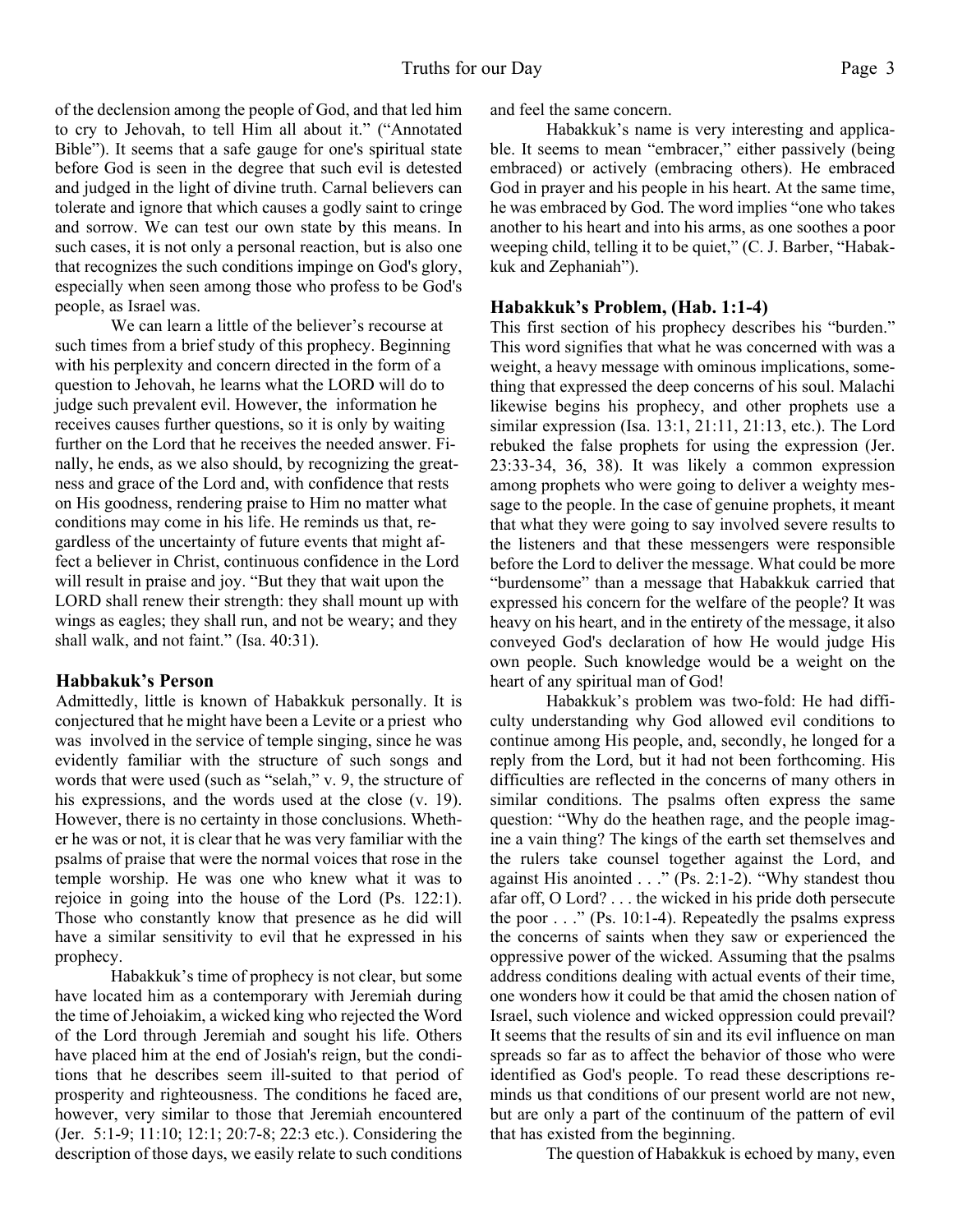of the declension among the people of God, and that led him to cry to Jehovah, to tell Him all about it." ("Annotated Bible"). It seems that a safe gauge for one's spiritual state before God is seen in the degree that such evil is detested and judged in the light of divine truth. Carnal believers can tolerate and ignore that which causes a godly saint to cringe and sorrow. We can test our own state by this means. In such cases, it is not only a personal reaction, but is also one that recognizes the such conditions impinge on God's glory, especially when seen among those who profess to be God's people, as Israel was.

We can learn a little of the believer's recourse at such times from a brief study of this prophecy. Beginning with his perplexity and concern directed in the form of a question to Jehovah, he learns what the LORD will do to judge such prevalent evil. However, the information he receives causes further questions, so it is only by waiting further on the Lord that he receives the needed answer. Finally, he ends, as we also should, by recognizing the greatness and grace of the Lord and, with confidence that rests on His goodness, rendering praise to Him no matter what conditions may come in his life. He reminds us that, regardless of the uncertainty of future events that might affect a believer in Christ, continuous confidence in the Lord will result in praise and joy. "But they that wait upon the LORD shall renew their strength: they shall mount up with wings as eagles; they shall run, and not be weary; and they shall walk, and not faint." (Isa. 40:31).

### Habbakuk's Person

Admittedly, little is known of Habakkuk personally. It is conjectured that he might have been a Levite or a priest who was involved in the service of temple singing, since he was evidently familiar with the structure of such songs and words that were used (such as "selah," v. 9, the structure of his expressions, and the words used at the close (v. 19). However, there is no certainty in those conclusions. Whether he was or not, it is clear that he was very familiar with the psalms of praise that were the normal voices that rose in the temple worship. He was one who knew what it was to rejoice in going into the house of the Lord (Ps. 122:1). Those who constantly know that presence as he did will have a similar sensitivity to evil that he expressed in his prophecy.

Habakkuk's time of prophecy is not clear, but some have located him as a contemporary with Jeremiah during the time of Jehoiakim, a wicked king who rejected the Word of the Lord through Jeremiah and sought his life. Others have placed him at the end of Josiah's reign, but the conditions that he describes seem ill-suited to that period of prosperity and righteousness. The conditions he faced are, however, very similar to those that Jeremiah encountered (Jer. 5:1-9; 11:10; 12:1; 20:7-8; 22:3 etc.). Considering the description of those days, we easily relate to such conditions and feel the same concern.

Habakkuk's name is very interesting and applicable. It seems to mean "embracer," either passively (being embraced) or actively (embracing others). He embraced God in prayer and his people in his heart. At the same time, he was embraced by God. The word implies "one who takes another to his heart and into his arms, as one soothes a poor weeping child, telling it to be quiet," (C. J. Barber, "Habakkuk and Zephaniah").

### Habakkuk's Problem, (Hab. 1:1-4)

This first section of his prophecy describes his "burden." This word signifies that what he was concerned with was a weight, a heavy message with ominous implications, something that expressed the deep concerns of his soul. Malachi likewise begins his prophecy, and other prophets use a similar expression (Isa. 13:1, 21:11, 21:13, etc.). The Lord rebuked the false prophets for using the expression (Jer. 23:33-34, 36, 38). It was likely a common expression among prophets who were going to deliver a weighty message to the people. In the case of genuine prophets, it meant that what they were going to say involved severe results to the listeners and that these messengers were responsible before the Lord to deliver the message. What could be more "burdensome" than a message that Habakkuk carried that expressed his concern for the welfare of the people? It was heavy on his heart, and in the entirety of the message, it also conveyed God's declaration of how He would judge His own people. Such knowledge would be a weight on the heart of any spiritual man of God!

Habakkuk's problem was two-fold: He had difficulty understanding why God allowed evil conditions to continue among His people, and, secondly, he longed for a reply from the Lord, but it had not been forthcoming. His difficulties are reflected in the concerns of many others in similar conditions. The psalms often express the same question: "Why do the heathen rage, and the people imagine a vain thing? The kings of the earth set themselves and the rulers take counsel together against the Lord, and against His anointed . . ." (Ps. 2:1-2). "Why standest thou afar off, O Lord? . . . the wicked in his pride doth persecute the poor . . ." (Ps. 10:1-4). Repeatedly the psalms express the concerns of saints when they saw or experienced the oppressive power of the wicked. Assuming that the psalms address conditions dealing with actual events of their time, one wonders how it could be that amid the chosen nation of Israel, such violence and wicked oppression could prevail? It seems that the results of sin and its evil influence on man spreads so far as to affect the behavior of those who were identified as God's people. To read these descriptions reminds us that conditions of our present world are not new, but are only a part of the continuum of the pattern of evil that has existed from the beginning.

The question of Habakkuk is echoed by many, even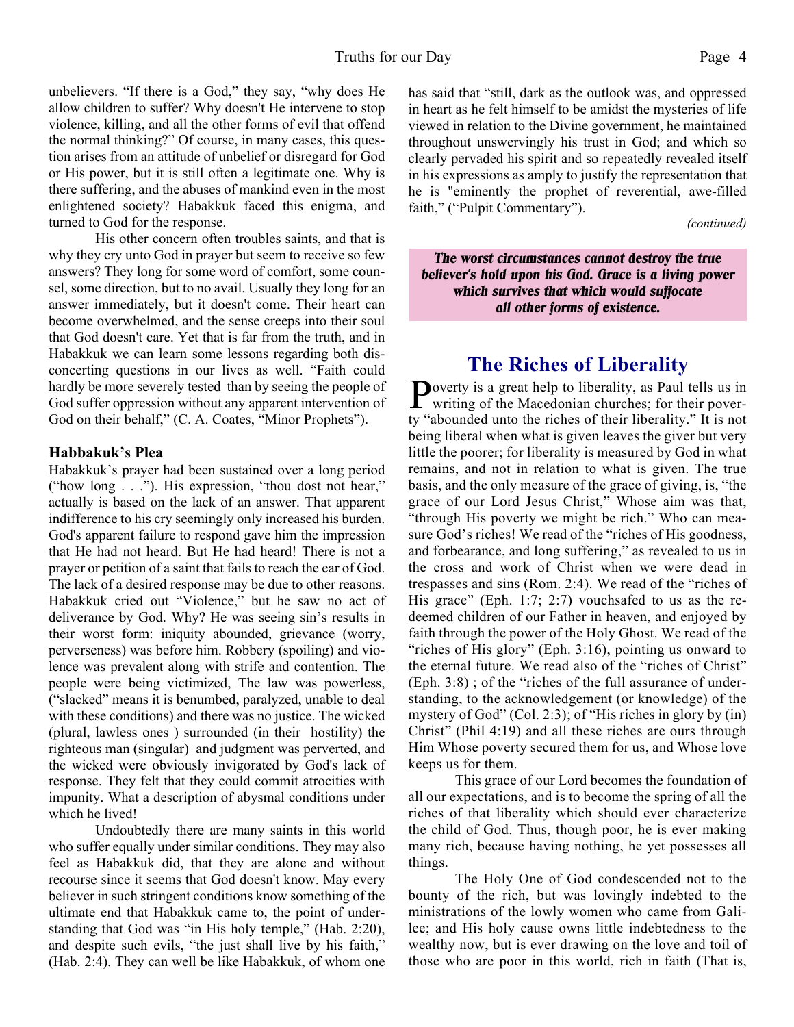unbelievers. "If there is a God," they say, "why does He allow children to suffer? Why doesn't He intervene to stop violence, killing, and all the other forms of evil that offend the normal thinking?" Of course, in many cases, this question arises from an attitude of unbelief or disregard for God or His power, but it is still often a legitimate one. Why is there suffering, and the abuses of mankind even in the most enlightened society? Habakkuk faced this enigma, and turned to God for the response.

His other concern often troubles saints, and that is why they cry unto God in prayer but seem to receive so few answers? They long for some word of comfort, some counsel, some direction, but to no avail. Usually they long for an answer immediately, but it doesn't come. Their heart can become overwhelmed, and the sense creeps into their soul that God doesn't care. Yet that is far from the truth, and in Habakkuk we can learn some lessons regarding both disconcerting questions in our lives as well. "Faith could hardly be more severely tested than by seeing the people of God suffer oppression without any apparent intervention of God on their behalf," (C. A. Coates, "Minor Prophets").

**Habbakuk's Plea**

Habakkuk's prayer had been sustained over a long period ("how long . . ."). His expression, "thou dost not hear," actually is based on the lack of an answer. That apparent indifference to his cry seemingly only increased his burden. God's apparent failure to respond gave him the impression that He had not heard. But He had heard! There is not a prayer or petition of a saint that fails to reach the ear of God. The lack of a desired response may be due to other reasons. Habakkuk cried out "Violence," but he saw no act of deliverance by God. Why? He was seeing sin's results in their worst form: iniquity abounded, grievance (worry, perverseness) was before him. Robbery (spoiling) and violence was prevalent along with strife and contention. The people were being victimized, The law was powerless, ("slacked" means it is benumbed, paralyzed, unable to deal with these conditions) and there was no justice. The wicked (plural, lawless ones ) surrounded (in their hostility) the righteous man (singular) and judgment was perverted, and the wicked were obviously invigorated by God's lack of response. They felt that they could commit atrocities with impunity. What a description of abysmal conditions under which he lived!

Undoubtedly there are many saints in this world who suffer equally under similar conditions. They may also feel as Habakkuk did, that they are alone and without recourse since it seems that God doesn't know. May every believer in such stringent conditions know something of the ultimate end that Habakkuk came to, the point of understanding that God was "in His holy temple," (Hab. 2:20), and despite such evils, "the just shall live by his faith," (Hab. 2:4). They can well be like Habakkuk, of whom one has said that "still, dark as the outlook was, and oppressed in heart as he felt himself to be amidst the mysteries of life viewed in relation to the Divine government, he maintained throughout unswervingly his trust in God; and which so clearly pervaded his spirit and so repeatedly revealed itself in his expressions as amply to justify the representation that he is "eminently the prophet of reverential, awe-filled faith," ("Pulpit Commentary").

*(continued)*

***The worst circumstances cannot destroy the true believer's hold upon his God. Grace is a living power which survives that which would suffocate all other forms of existence.***

## The Riches of Liberality

Poverty is a great help to liberality, as Paul tells us in writing of the Macedonian churches; for their poverty "abounded unto the riches of their liberality." It is not being liberal when what is given leaves the giver but very little the poorer; for liberality is measured by God in what remains, and not in relation to what is given. The true basis, and the only measure of the grace of giving, is, "the grace of our Lord Jesus Christ," Whose aim was that, "through His poverty we might be rich." Who can measure God's riches! We read of the "riches of His goodness, and forbearance, and long suffering," as revealed to us in the cross and work of Christ when we were dead in trespasses and sins (Rom. 2:4). We read of the "riches of His grace" (Eph. 1:7; 2:7) vouchsafed to us as the redeemed children of our Father in heaven, and enjoyed by faith through the power of the Holy Ghost. We read of the "riches of His glory" (Eph. 3:16), pointing us onward to the eternal future. We read also of the "riches of Christ" (Eph. 3:8) ; of the "riches of the full assurance of understanding, to the acknowledgement (or knowledge) of the mystery of God" (Col. 2:3); of "His riches in glory by (in) Christ" (Phil 4:19) and all these riches are ours through Him Whose poverty secured them for us, and Whose love keeps us for them.

This grace of our Lord becomes the foundation of all our expectations, and is to become the spring of all the riches of that liberality which should ever characterize the child of God. Thus, though poor, he is ever making many rich, because having nothing, he yet possesses all things.

The Holy One of God condescended not to the bounty of the rich, but was lovingly indebted to the ministrations of the lowly women who came from Galilee; and His holy cause owns little indebtedness to the wealthy now, but is ever drawing on the love and toil of those who are poor in this world, rich in faith (That is,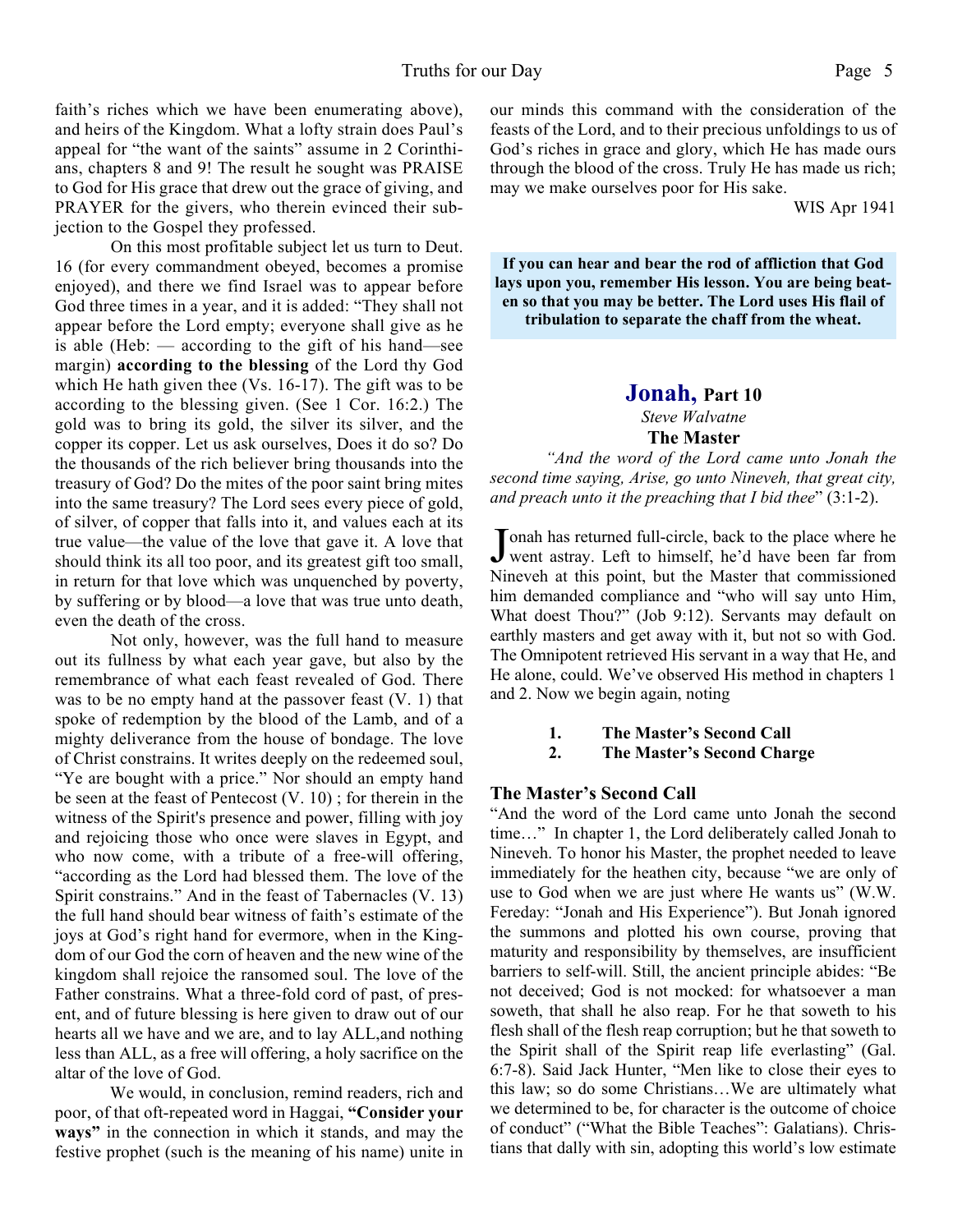faith's riches which we have been enumerating above), and heirs of the Kingdom. What a lofty strain does Paul's appeal for "the want of the saints" assume in 2 Corinthians, chapters 8 and 9! The result he sought was PRAISE to God for His grace that drew out the grace of giving, and PRAYER for the givers, who therein evinced their subjection to the Gospel they professed.

On this most profitable subject let us turn to Deut. 16 (for every commandment obeyed, becomes a promise enjoyed), and there we find Israel was to appear before God three times in a year, and it is added: "They shall not appear before the Lord empty; everyone shall give as he is able (Heb: — according to the gift of his hand—see margin) **according to the blessing** of the Lord thy God which He hath given thee (Vs. 16-17). The gift was to be according to the blessing given. (See 1 Cor. 16:2.) The gold was to bring its gold, the silver its silver, and the copper its copper. Let us ask ourselves, Does it do so? Do the thousands of the rich believer bring thousands into the treasury of God? Do the mites of the poor saint bring mites into the same treasury? The Lord sees every piece of gold, of silver, of copper that falls into it, and values each at its true value—the value of the love that gave it. A love that should think its all too poor, and its greatest gift too small, in return for that love which was unquenched by poverty, by suffering or by blood—a love that was true unto death, even the death of the cross.

Not only, however, was the full hand to measure out its fullness by what each year gave, but also by the remembrance of what each feast revealed of God. There was to be no empty hand at the passover feast (V. 1) that spoke of redemption by the blood of the Lamb, and of a mighty deliverance from the house of bondage. The love of Christ constrains. It writes deeply on the redeemed soul, "Ye are bought with a price." Nor should an empty hand be seen at the feast of Pentecost (V. 10) ; for therein in the witness of the Spirit's presence and power, filling with joy and rejoicing those who once were slaves in Egypt, and who now come, with a tribute of a free-will offering, "according as the Lord had blessed them. The love of the Spirit constrains." And in the feast of Tabernacles (V. 13) the full hand should bear witness of faith's estimate of the joys at God's right hand for evermore, when in the Kingdom of our God the corn of heaven and the new wine of the kingdom shall rejoice the ransomed soul. The love of the Father constrains. What a three-fold cord of past, of present, and of future blessing is here given to draw out of our hearts all we have and we are, and to lay ALL,and nothing less than ALL, as a free will offering, a holy sacrifice on the altar of the love of God.

We would, in conclusion, remind readers, rich and poor, of that oft-repeated word in Haggai, **"Consider your ways"** in the connection in which it stands, and may the festive prophet (such is the meaning of his name) unite in our minds this command with the consideration of the feasts of the Lord, and to their precious unfoldings to us of God's riches in grace and glory, which He has made ours through the blood of the cross. Truly He has made us rich; may we make ourselves poor for His sake.

WIS Apr 1941

**If you can hear and bear the rod of affliction that God lays upon you, remember His lesson. You are being beaten so that you may be better. The Lord uses His flail of tribulation to separate the chaff from the wheat.**

## Jonah, Part 10

*Steve Walvatne*

### The Master

*"And the word of the Lord came unto Jonah the second time saying, Arise, go unto Nineveh, that great city, and preach unto it the preaching that I bid thee*" (3:1-2).

Jonah has returned full-circle, back to the place where he went astray. Left to himself, he'd have been far from Nineveh at this point, but the Master that commissioned him demanded compliance and "who will say unto Him, What doest Thou?" (Job 9:12). Servants may default on earthly masters and get away with it, but not so with God. The Omnipotent retrieved His servant in a way that He, and He alone, could. We've observed His method in chapters 1 and 2. Now we begin again, noting

1. **The Master's Second Call**
2. **The Master's Second Charge**

### The Master's Second Call

"And the word of the Lord came unto Jonah the second time…" In chapter 1, the Lord deliberately called Jonah to Nineveh. To honor his Master, the prophet needed to leave immediately for the heathen city, because "we are only of use to God when we are just where He wants us" (W.W. Fereday: "Jonah and His Experience"). But Jonah ignored the summons and plotted his own course, proving that maturity and responsibility by themselves, are insufficient barriers to self-will. Still, the ancient principle abides: "Be not deceived; God is not mocked: for whatsoever a man soweth, that shall he also reap. For he that soweth to his flesh shall of the flesh reap corruption; but he that soweth to the Spirit shall of the Spirit reap life everlasting" (Gal. 6:7-8). Said Jack Hunter, "Men like to close their eyes to this law; so do some Christians…We are ultimately what we determined to be, for character is the outcome of choice of conduct" ("What the Bible Teaches": Galatians). Christians that dally with sin, adopting this world's low estimate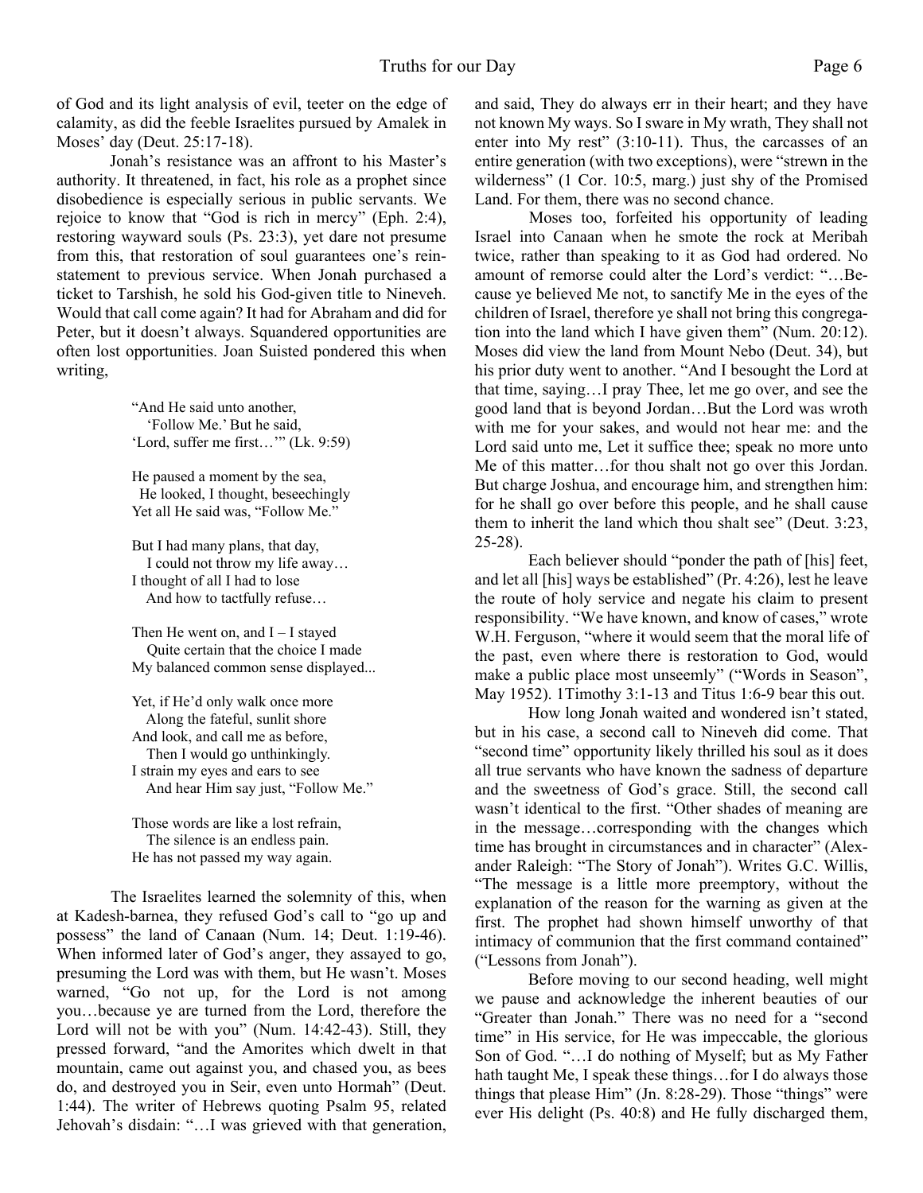of God and its light analysis of evil, teeter on the edge of calamity, as did the feeble Israelites pursued by Amalek in Moses' day (Deut. 25:17-18).

Jonah's resistance was an affront to his Master's authority. It threatened, in fact, his role as a prophet since disobedience is especially serious in public servants. We rejoice to know that "God is rich in mercy" (Eph. 2:4), restoring wayward souls (Ps. 23:3), yet dare not presume from this, that restoration of soul guarantees one's reinstatement to previous service. When Jonah purchased a ticket to Tarshish, he sold his God-given title to Nineveh. Would that call come again? It had for Abraham and did for Peter, but it doesn't always. Squandered opportunities are often lost opportunities. Joan Suisted pondered this when writing,

> "And He said unto another,
> 'Follow Me.' But he said,
> 'Lord, suffer me first…'" (Lk. 9:59)
>
> He paused a moment by the sea,
> He looked, I thought, beseechingly
> Yet all He said was, "Follow Me."
>
> But I had many plans, that day,
> I could not throw my life away…
> I thought of all I had to lose
> And how to tactfully refuse…
>
> Then He went on, and I – I stayed
> Quite certain that the choice I made
> My balanced common sense displayed...
>
> Yet, if He'd only walk once more
> Along the fateful, sunlit shore
> And look, and call me as before,
> Then I would go unthinkingly.
> I strain my eyes and ears to see
> And hear Him say just, "Follow Me."
>
> Those words are like a lost refrain,
> The silence is an endless pain.
> He has not passed my way again.

The Israelites learned the solemnity of this, when at Kadesh-barnea, they refused God's call to "go up and possess" the land of Canaan (Num. 14; Deut. 1:19-46). When informed later of God's anger, they assayed to go, presuming the Lord was with them, but He wasn't. Moses warned, "Go not up, for the Lord is not among you…because ye are turned from the Lord, therefore the Lord will not be with you" (Num. 14:42-43). Still, they pressed forward, "and the Amorites which dwelt in that mountain, came out against you, and chased you, as bees do, and destroyed you in Seir, even unto Hormah" (Deut. 1:44). The writer of Hebrews quoting Psalm 95, related Jehovah's disdain: "…I was grieved with that generation, and said, They do always err in their heart; and they have not known My ways. So I sware in My wrath, They shall not enter into My rest" (3:10-11). Thus, the carcasses of an entire generation (with two exceptions), were "strewn in the wilderness" (1 Cor. 10:5, marg.) just shy of the Promised Land. For them, there was no second chance.

Moses too, forfeited his opportunity of leading Israel into Canaan when he smote the rock at Meribah twice, rather than speaking to it as God had ordered. No amount of remorse could alter the Lord's verdict: "…Because ye believed Me not, to sanctify Me in the eyes of the children of Israel, therefore ye shall not bring this congregation into the land which I have given them" (Num. 20:12). Moses did view the land from Mount Nebo (Deut. 34), but his prior duty went to another. "And I besought the Lord at that time, saying…I pray Thee, let me go over, and see the good land that is beyond Jordan…But the Lord was wroth with me for your sakes, and would not hear me: and the Lord said unto me, Let it suffice thee; speak no more unto Me of this matter…for thou shalt not go over this Jordan. But charge Joshua, and encourage him, and strengthen him: for he shall go over before this people, and he shall cause them to inherit the land which thou shalt see" (Deut. 3:23, 25-28).

Each believer should "ponder the path of [his] feet, and let all [his] ways be established" (Pr. 4:26), lest he leave the route of holy service and negate his claim to present responsibility. "We have known, and know of cases," wrote W.H. Ferguson, "where it would seem that the moral life of the past, even where there is restoration to God, would make a public place most unseemly" ("Words in Season", May 1952). 1Timothy 3:1-13 and Titus 1:6-9 bear this out.

How long Jonah waited and wondered isn't stated, but in his case, a second call to Nineveh did come. That "second time" opportunity likely thrilled his soul as it does all true servants who have known the sadness of departure and the sweetness of God's grace. Still, the second call wasn't identical to the first. "Other shades of meaning are in the message…corresponding with the changes which time has brought in circumstances and in character" (Alexander Raleigh: "The Story of Jonah"). Writes G.C. Willis, "The message is a little more preemptory, without the explanation of the reason for the warning as given at the first. The prophet had shown himself unworthy of that intimacy of communion that the first command contained" ("Lessons from Jonah").

Before moving to our second heading, well might we pause and acknowledge the inherent beauties of our "Greater than Jonah." There was no need for a "second time" in His service, for He was impeccable, the glorious Son of God. "…I do nothing of Myself; but as My Father hath taught Me, I speak these things…for I do always those things that please Him" (Jn. 8:28-29). Those "things" were ever His delight (Ps. 40:8) and He fully discharged them,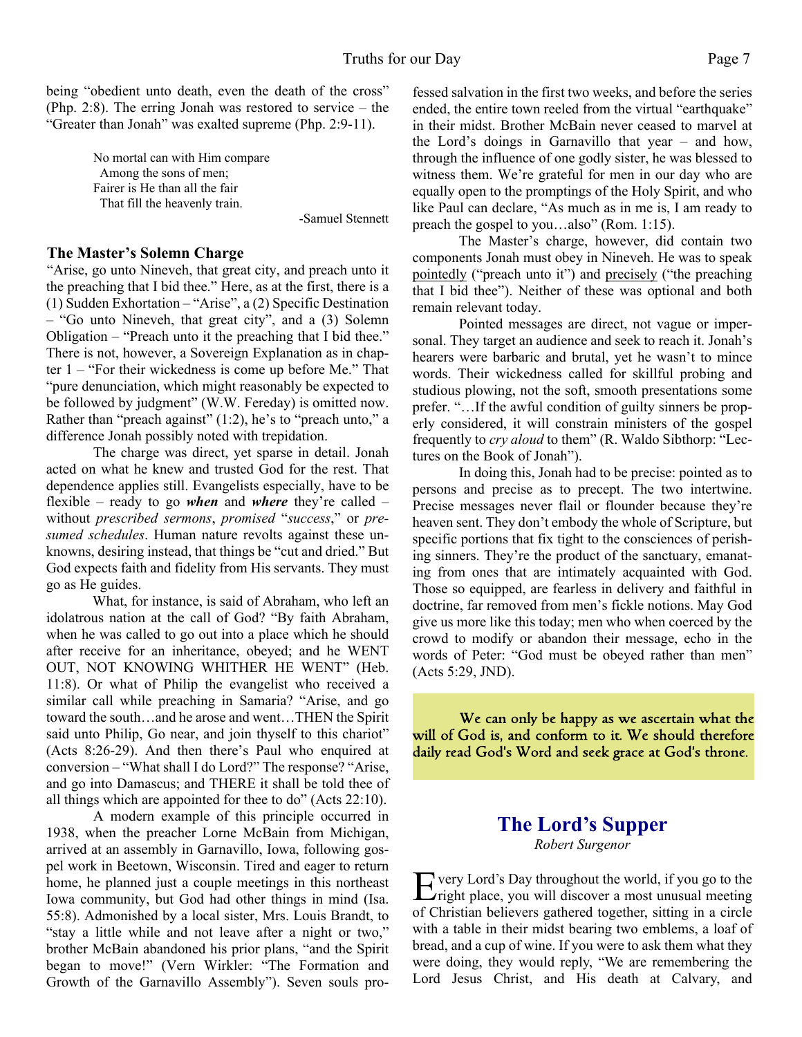being "obedient unto death, even the death of the cross" (Php. 2:8). The erring Jonah was restored to service – the "Greater than Jonah" was exalted supreme (Php. 2:9-11).

> No mortal can with Him compare
> Among the sons of men;
> Fairer is He than all the fair
> That fill the heavenly train.
>
> -Samuel Stennett

### The Master's Solemn Charge

"Arise, go unto Nineveh, that great city, and preach unto it the preaching that I bid thee." Here, as at the first, there is a (1) Sudden Exhortation – "Arise", a (2) Specific Destination – "Go unto Nineveh, that great city", and a (3) Solemn Obligation – "Preach unto it the preaching that I bid thee." There is not, however, a Sovereign Explanation as in chapter 1 – "For their wickedness is come up before Me." That "pure denunciation, which might reasonably be expected to be followed by judgment" (W.W. Fereday) is omitted now. Rather than "preach against" (1:2), he's to "preach unto," a difference Jonah possibly noted with trepidation.

The charge was direct, yet sparse in detail. Jonah acted on what he knew and trusted God for the rest. That dependence applies still. Evangelists especially, have to be flexible – ready to go ***when*** and ***where*** they're called – without *prescribed sermons*, *promised* "*success*," or *presumed schedules*. Human nature revolts against these unknowns, desiring instead, that things be "cut and dried." But God expects faith and fidelity from His servants. They must go as He guides.

What, for instance, is said of Abraham, who left an idolatrous nation at the call of God? "By faith Abraham, when he was called to go out into a place which he should after receive for an inheritance, obeyed; and he WENT OUT, NOT KNOWING WHITHER HE WENT" (Heb. 11:8). Or what of Philip the evangelist who received a similar call while preaching in Samaria? "Arise, and go toward the south…and he arose and went…THEN the Spirit said unto Philip, Go near, and join thyself to this chariot" (Acts 8:26-29). And then there's Paul who enquired at conversion – "What shall I do Lord?" The response? "Arise, and go into Damascus; and THERE it shall be told thee of all things which are appointed for thee to do" (Acts 22:10).

A modern example of this principle occurred in 1938, when the preacher Lorne McBain from Michigan, arrived at an assembly in Garnavillo, Iowa, following gospel work in Beetown, Wisconsin. Tired and eager to return home, he planned just a couple meetings in this northeast Iowa community, but God had other things in mind (Isa. 55:8). Admonished by a local sister, Mrs. Louis Brandt, to "stay a little while and not leave after a night or two," brother McBain abandoned his prior plans, "and the Spirit began to move!" (Vern Wirkler: "The Formation and Growth of the Garnavillo Assembly"). Seven souls professed salvation in the first two weeks, and before the series ended, the entire town reeled from the virtual "earthquake" in their midst. Brother McBain never ceased to marvel at the Lord's doings in Garnavillo that year – and how, through the influence of one godly sister, he was blessed to witness them. We're grateful for men in our day who are equally open to the promptings of the Holy Spirit, and who like Paul can declare, "As much as in me is, I am ready to preach the gospel to you…also" (Rom. 1:15).

The Master's charge, however, did contain two components Jonah must obey in Nineveh. He was to speak pointedly ("preach unto it") and precisely ("the preaching that I bid thee"). Neither of these was optional and both remain relevant today.

Pointed messages are direct, not vague or impersonal. They target an audience and seek to reach it. Jonah's hearers were barbaric and brutal, yet he wasn't to mince words. Their wickedness called for skillful probing and studious plowing, not the soft, smooth presentations some prefer. "…If the awful condition of guilty sinners be properly considered, it will constrain ministers of the gospel frequently to *cry aloud* to them" (R. Waldo Sibthorp: "Lectures on the Book of Jonah").

In doing this, Jonah had to be precise: pointed as to persons and precise as to precept. The two intertwine. Precise messages never flail or flounder because they're heaven sent. They don't embody the whole of Scripture, but specific portions that fix tight to the consciences of perishing sinners. They're the product of the sanctuary, emanating from ones that are intimately acquainted with God. Those so equipped, are fearless in delivery and faithful in doctrine, far removed from men's fickle notions. May God give us more like this today; men who when coerced by the crowd to modify or abandon their message, echo in the words of Peter: "God must be obeyed rather than men" (Acts 5:29, JND).

> We can only be happy as we ascertain what the will of God is, and conform to it. We should therefore daily read God's Word and seek grace at God's throne.

## The Lord's Supper

*Robert Surgenor*

Every Lord's Day throughout the world, if you go to the right place, you will discover a most unusual meeting of Christian believers gathered together, sitting in a circle with a table in their midst bearing two emblems, a loaf of bread, and a cup of wine. If you were to ask them what they were doing, they would reply, "We are remembering the Lord Jesus Christ, and His death at Calvary, and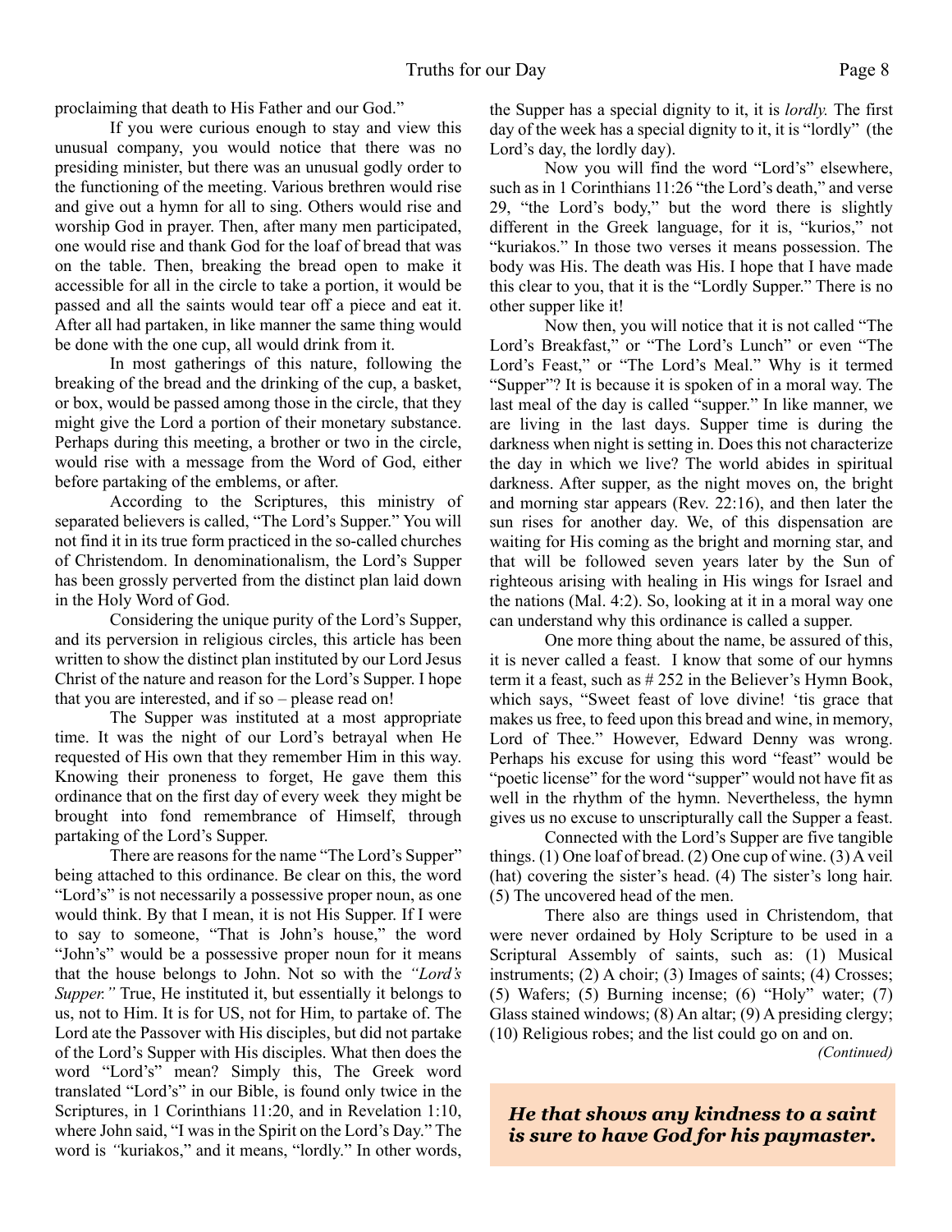proclaiming that death to His Father and our God."

If you were curious enough to stay and view this unusual company, you would notice that there was no presiding minister, but there was an unusual godly order to the functioning of the meeting. Various brethren would rise and give out a hymn for all to sing. Others would rise and worship God in prayer. Then, after many men participated, one would rise and thank God for the loaf of bread that was on the table. Then, breaking the bread open to make it accessible for all in the circle to take a portion, it would be passed and all the saints would tear off a piece and eat it. After all had partaken, in like manner the same thing would be done with the one cup, all would drink from it.

In most gatherings of this nature, following the breaking of the bread and the drinking of the cup, a basket, or box, would be passed among those in the circle, that they might give the Lord a portion of their monetary substance. Perhaps during this meeting, a brother or two in the circle, would rise with a message from the Word of God, either before partaking of the emblems, or after.

According to the Scriptures, this ministry of separated believers is called, "The Lord's Supper." You will not find it in its true form practiced in the so-called churches of Christendom. In denominationalism, the Lord's Supper has been grossly perverted from the distinct plan laid down in the Holy Word of God.

Considering the unique purity of the Lord's Supper, and its perversion in religious circles, this article has been written to show the distinct plan instituted by our Lord Jesus Christ of the nature and reason for the Lord's Supper. I hope that you are interested, and if so – please read on!

The Supper was instituted at a most appropriate time. It was the night of our Lord's betrayal when He requested of His own that they remember Him in this way. Knowing their proneness to forget, He gave them this ordinance that on the first day of every week they might be brought into fond remembrance of Himself, through partaking of the Lord's Supper.

There are reasons for the name "The Lord's Supper" being attached to this ordinance. Be clear on this, the word "Lord's" is not necessarily a possessive proper noun, as one would think. By that I mean, it is not His Supper. If I were to say to someone, "That is John's house," the word "John's" would be a possessive proper noun for it means that the house belongs to John. Not so with the *"Lord's Supper."* True, He instituted it, but essentially it belongs to us, not to Him. It is for US, not for Him, to partake of. The Lord ate the Passover with His disciples, but did not partake of the Lord's Supper with His disciples. What then does the word "Lord's" mean? Simply this, The Greek word translated "Lord's" in our Bible, is found only twice in the Scriptures, in 1 Corinthians 11:20, and in Revelation 1:10, where John said, "I was in the Spirit on the Lord's Day." The word is *"*kuriakos," and it means, "lordly." In other words, the Supper has a special dignity to it, it is *lordly.* The first day of the week has a special dignity to it, it is "lordly" (the Lord's day, the lordly day).

Now you will find the word "Lord's" elsewhere, such as in 1 Corinthians 11:26 "the Lord's death," and verse 29, "the Lord's body," but the word there is slightly different in the Greek language, for it is, "kurios," not "kuriakos." In those two verses it means possession. The body was His. The death was His. I hope that I have made this clear to you, that it is the "Lordly Supper." There is no other supper like it!

Now then, you will notice that it is not called "The Lord's Breakfast," or "The Lord's Lunch" or even "The Lord's Feast," or "The Lord's Meal." Why is it termed "Supper"? It is because it is spoken of in a moral way. The last meal of the day is called "supper." In like manner, we are living in the last days. Supper time is during the darkness when night is setting in. Does this not characterize the day in which we live? The world abides in spiritual darkness. After supper, as the night moves on, the bright and morning star appears (Rev. 22:16), and then later the sun rises for another day. We, of this dispensation are waiting for His coming as the bright and morning star, and that will be followed seven years later by the Sun of righteous arising with healing in His wings for Israel and the nations (Mal. 4:2). So, looking at it in a moral way one can understand why this ordinance is called a supper.

One more thing about the name, be assured of this, it is never called a feast. I know that some of our hymns term it a feast, such as # 252 in the Believer's Hymn Book, which says, "Sweet feast of love divine! 'tis grace that makes us free, to feed upon this bread and wine, in memory, Lord of Thee." However, Edward Denny was wrong. Perhaps his excuse for using this word "feast" would be "poetic license" for the word "supper" would not have fit as well in the rhythm of the hymn. Nevertheless, the hymn gives us no excuse to unscripturally call the Supper a feast.

Connected with the Lord's Supper are five tangible things. (1) One loaf of bread. (2) One cup of wine. (3) A veil (hat) covering the sister's head. (4) The sister's long hair. (5) The uncovered head of the men.

There also are things used in Christendom, that were never ordained by Holy Scripture to be used in a Scriptural Assembly of saints, such as: (1) Musical instruments; (2) A choir; (3) Images of saints; (4) Crosses; (5) Wafers; (5) Burning incense; (6) "Holy" water; (7) Glass stained windows; (8) An altar; (9) A presiding clergy; (10) Religious robes; and the list could go on and on.

*(Continued)*

***He that shows any kindness to a saint is sure to have God for his paymaster.***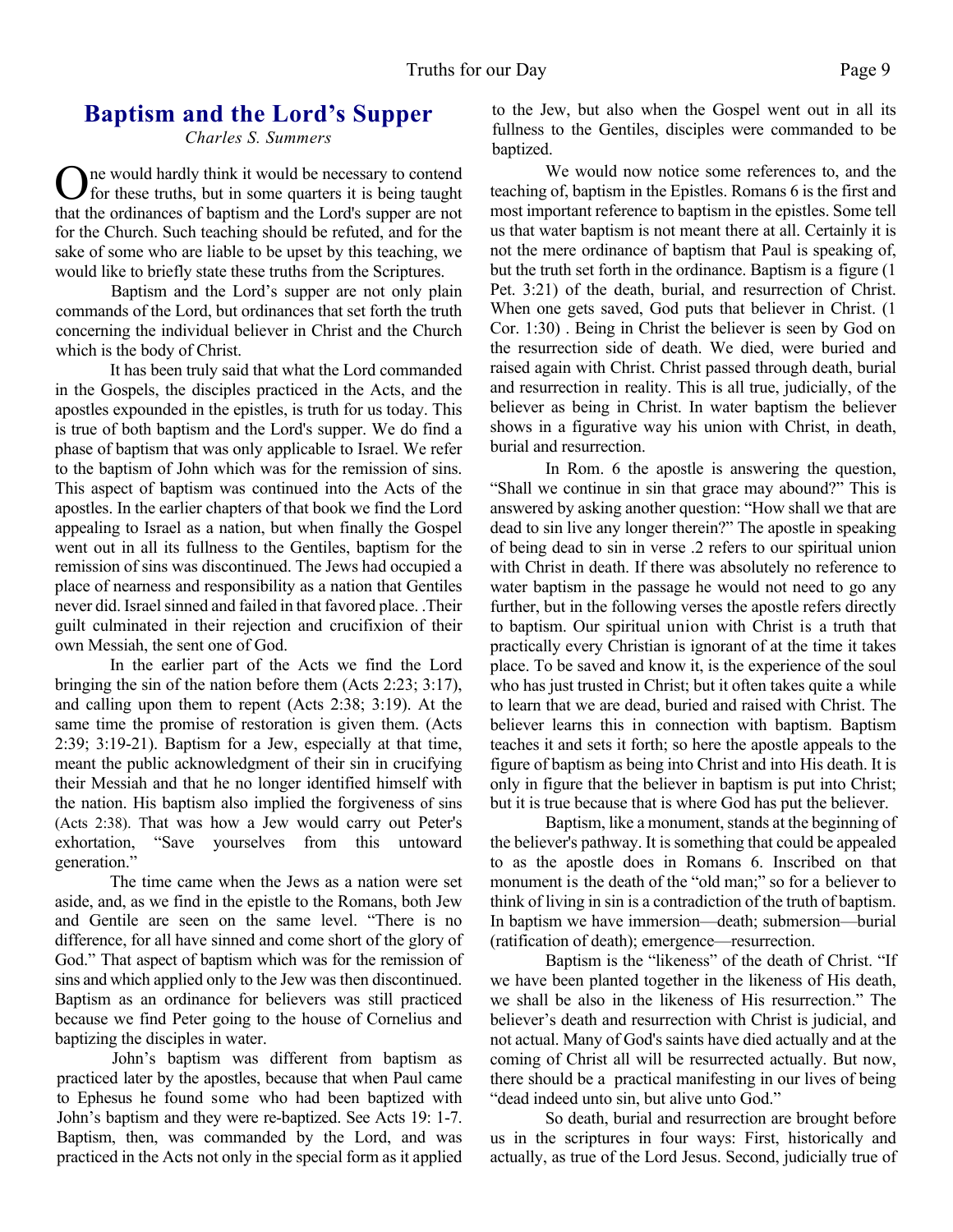## Baptism and the Lord's Supper

*Charles S. Summers*

One would hardly think it would be necessary to contend for these truths, but in some quarters it is being taught that the ordinances of baptism and the Lord's supper are not for the Church. Such teaching should be refuted, and for the sake of some who are liable to be upset by this teaching, we would like to briefly state these truths from the Scriptures.

Baptism and the Lord's supper are not only plain commands of the Lord, but ordinances that set forth the truth concerning the individual believer in Christ and the Church which is the body of Christ.

It has been truly said that what the Lord commanded in the Gospels, the disciples practiced in the Acts, and the apostles expounded in the epistles, is truth for us today. This is true of both baptism and the Lord's supper. We do find a phase of baptism that was only applicable to Israel. We refer to the baptism of John which was for the remission of sins. This aspect of baptism was continued into the Acts of the apostles. In the earlier chapters of that book we find the Lord appealing to Israel as a nation, but when finally the Gospel went out in all its fullness to the Gentiles, baptism for the remission of sins was discontinued. The Jews had occupied a place of nearness and responsibility as a nation that Gentiles never did. Israel sinned and failed in that favored place. .Their guilt culminated in their rejection and crucifixion of their own Messiah, the sent one of God.

In the earlier part of the Acts we find the Lord bringing the sin of the nation before them (Acts 2:23; 3:17), and calling upon them to repent (Acts 2:38; 3:19). At the same time the promise of restoration is given them. (Acts 2:39; 3:19-21). Baptism for a Jew, especially at that time, meant the public acknowledgment of their sin in crucifying their Messiah and that he no longer identified himself with the nation. His baptism also implied the forgiveness of sins (Acts 2:38). That was how a Jew would carry out Peter's exhortation, "Save yourselves from this untoward generation."

The time came when the Jews as a nation were set aside, and, as we find in the epistle to the Romans, both Jew and Gentile are seen on the same level. "There is no difference, for all have sinned and come short of the glory of God." That aspect of baptism which was for the remission of sins and which applied only to the Jew was then discontinued. Baptism as an ordinance for believers was still practiced because we find Peter going to the house of Cornelius and baptizing the disciples in water.

John's baptism was different from baptism as practiced later by the apostles, because that when Paul came to Ephesus he found some who had been baptized with John's baptism and they were re-baptized. See Acts 19: 1-7. Baptism, then, was commanded by the Lord, and was practiced in the Acts not only in the special form as it applied to the Jew, but also when the Gospel went out in all its fullness to the Gentiles, disciples were commanded to be baptized.

We would now notice some references to, and the teaching of, baptism in the Epistles. Romans 6 is the first and most important reference to baptism in the epistles. Some tell us that water baptism is not meant there at all. Certainly it is not the mere ordinance of baptism that Paul is speaking of, but the truth set forth in the ordinance. Baptism is a figure (1 Pet. 3:21) of the death, burial, and resurrection of Christ. When one gets saved, God puts that believer in Christ. (1 Cor. 1:30) . Being in Christ the believer is seen by God on the resurrection side of death. We died, were buried and raised again with Christ. Christ passed through death, burial and resurrection in reality. This is all true, judicially, of the believer as being in Christ. In water baptism the believer shows in a figurative way his union with Christ, in death, burial and resurrection.

In Rom. 6 the apostle is answering the question, "Shall we continue in sin that grace may abound?" This is answered by asking another question: "How shall we that are dead to sin live any longer therein?" The apostle in speaking of being dead to sin in verse .2 refers to our spiritual union with Christ in death. If there was absolutely no reference to water baptism in the passage he would not need to go any further, but in the following verses the apostle refers directly to baptism. Our spiritual union with Christ is a truth that practically every Christian is ignorant of at the time it takes place. To be saved and know it, is the experience of the soul who has just trusted in Christ; but it often takes quite a while to learn that we are dead, buried and raised with Christ. The believer learns this in connection with baptism. Baptism teaches it and sets it forth; so here the apostle appeals to the figure of baptism as being into Christ and into His death. It is only in figure that the believer in baptism is put into Christ; but it is true because that is where God has put the believer.

Baptism, like a monument, stands at the beginning of the believer's pathway. It is something that could be appealed to as the apostle does in Romans 6. Inscribed on that monument is the death of the "old man;" so for a believer to think of living in sin is a contradiction of the truth of baptism. In baptism we have immersion—death; submersion—burial (ratification of death); emergence—resurrection.

Baptism is the "likeness" of the death of Christ. "If we have been planted together in the likeness of His death, we shall be also in the likeness of His resurrection." The believer's death and resurrection with Christ is judicial, and not actual. Many of God's saints have died actually and at the coming of Christ all will be resurrected actually. But now, there should be a practical manifesting in our lives of being "dead indeed unto sin, but alive unto God."

So death, burial and resurrection are brought before us in the scriptures in four ways: First, historically and actually, as true of the Lord Jesus. Second, judicially true of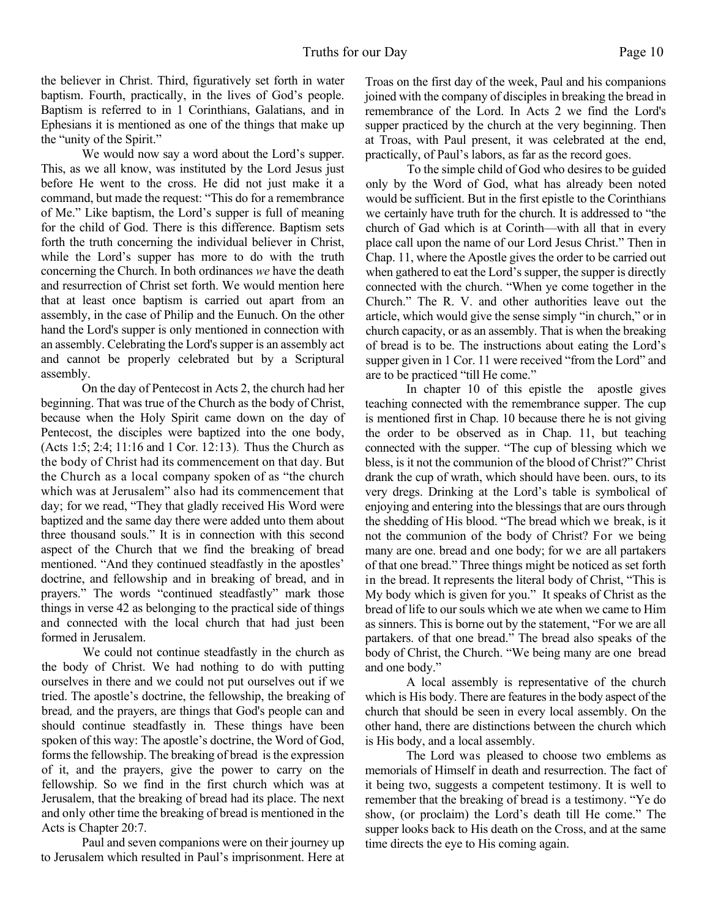the believer in Christ. Third, figuratively set forth in water baptism. Fourth, practically, in the lives of God's people. Baptism is referred to in 1 Corinthians, Galatians, and in Ephesians it is mentioned as one of the things that make up the "unity of the Spirit."

We would now say a word about the Lord's supper. This, as we all know, was instituted by the Lord Jesus just before He went to the cross. He did not just make it a command, but made the request: "This do for a remembrance of Me." Like baptism, the Lord's supper is full of meaning for the child of God. There is this difference. Baptism sets forth the truth concerning the individual believer in Christ, while the Lord's supper has more to do with the truth concerning the Church. In both ordinances *we* have the death and resurrection of Christ set forth. We would mention here that at least once baptism is carried out apart from an assembly, in the case of Philip and the Eunuch. On the other hand the Lord's supper is only mentioned in connection with an assembly. Celebrating the Lord's supper is an assembly act and cannot be properly celebrated but by a Scriptural assembly.

On the day of Pentecost in Acts 2, the church had her beginning. That was true of the Church as the body of Christ, because when the Holy Spirit came down on the day of Pentecost, the disciples were baptized into the one body, (Acts 1:5; 2:4; 11:16 and 1 Cor. 12:13). Thus the Church as the body of Christ had its commencement on that day. But the Church as a local company spoken of as "the church which was at Jerusalem" also had its commencement that day; for we read, "They that gladly received His Word were baptized and the same day there were added unto them about three thousand souls." It is in connection with this second aspect of the Church that we find the breaking of bread mentioned. "And they continued steadfastly in the apostles' doctrine, and fellowship and in breaking of bread, and in prayers." The words "continued steadfastly" mark those things in verse 42 as belonging to the practical side of things and connected with the local church that had just been formed in Jerusalem.

We could not continue steadfastly in the church as the body of Christ. We had nothing to do with putting ourselves in there and we could not put ourselves out if we tried. The apostle's doctrine, the fellowship, the breaking of bread, and the prayers, are things that God's people can and should continue steadfastly in. These things have been spoken of this way: The apostle's doctrine, the Word of God, forms the fellowship. The breaking of bread is the expression of it, and the prayers, give the power to carry on the fellowship. So we find in the first church which was at Jerusalem, that the breaking of bread had its place. The next and only other time the breaking of bread is mentioned in the Acts is Chapter 20:7.

Paul and seven companions were on their journey up to Jerusalem which resulted in Paul's imprisonment. Here at Troas on the first day of the week, Paul and his companions joined with the company of disciples in breaking the bread in remembrance of the Lord. In Acts 2 we find the Lord's supper practiced by the church at the very beginning. Then at Troas, with Paul present, it was celebrated at the end, practically, of Paul's labors, as far as the record goes.

To the simple child of God who desires to be guided only by the Word of God, what has already been noted would be sufficient. But in the first epistle to the Corinthians we certainly have truth for the church. It is addressed to "the church of Gad which is at Corinth—with all that in every place call upon the name of our Lord Jesus Christ." Then in Chap. 11, where the Apostle gives the order to be carried out when gathered to eat the Lord's supper, the supper is directly connected with the church. "When ye come together in the Church." The R. V. and other authorities leave out the article, which would give the sense simply "in church," or in church capacity, or as an assembly. That is when the breaking of bread is to be. The instructions about eating the Lord's supper given in 1 Cor. 11 were received "from the Lord" and are to be practiced "till He come."

In chapter 10 of this epistle the apostle gives teaching connected with the remembrance supper. The cup is mentioned first in Chap. 10 because there he is not giving the order to be observed as in Chap. 11, but teaching connected with the supper. "The cup of blessing which we bless, is it not the communion of the blood of Christ?" Christ drank the cup of wrath, which should have been. ours, to its very dregs. Drinking at the Lord's table is symbolical of enjoying and entering into the blessings that are ours through the shedding of His blood. "The bread which we break, is it not the communion of the body of Christ? For we being many are one. bread and one body; for we are all partakers of that one bread." Three things might be noticed as set forth in the bread. It represents the literal body of Christ, "This is My body which is given for you." It speaks of Christ as the bread of life to our souls which we ate when we came to Him as sinners. This is borne out by the statement, "For we are all partakers. of that one bread." The bread also speaks of the body of Christ, the Church. "We being many are one bread and one body."

A local assembly is representative of the church which is His body. There are features in the body aspect of the church that should be seen in every local assembly. On the other hand, there are distinctions between the church which is His body, and a local assembly.

The Lord was pleased to choose two emblems as memorials of Himself in death and resurrection. The fact of it being two, suggests a competent testimony. It is well to remember that the breaking of bread is a testimony. "Ye do show, (or proclaim) the Lord's death till He come." The supper looks back to His death on the Cross, and at the same time directs the eye to His coming again.